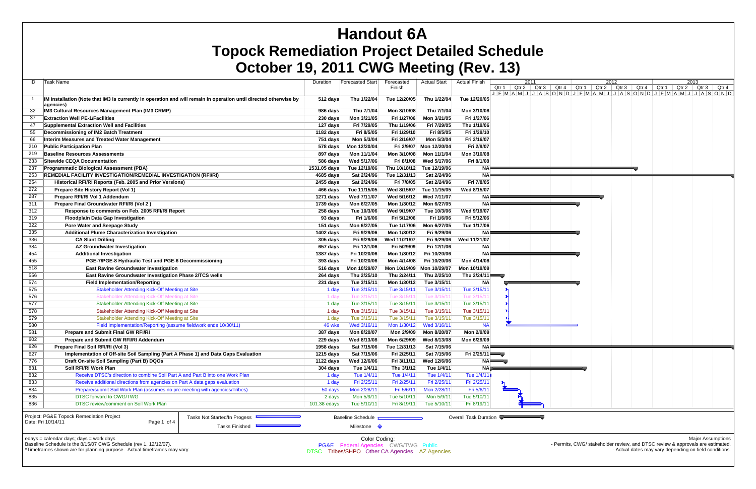# Handout 6A
# Topock Remediation Project Detailed Schedule
# October 19, 2011 CWG Meeting (Rev. 13)

| ID | Task Name | Duration | Forecasted Start | Forecasted Finish | Actual Start | Actual Finish |
|---|---|---|---|---|---|---|
| 1 | **IM Installation (Note that IM3 is currently in operation and will remain in operation until directed otherwise by agencies)** | **512 days** | **Thu 1/22/04** | **Tue 12/20/05** | **Thu 1/22/04** | **Tue 12/20/05** |
| 32 | **IM3 Cultural Resources Management Plan (IM3 CRMP)** | **986 days** | **Thu 7/1/04** | **Mon 3/10/08** | **Thu 7/1/04** | **Mon 3/10/08** |
| 37 | **Extraction Well PE-1/Facilities** | **230 days** | **Mon 3/21/05** | **Fri 1/27/06** | **Mon 3/21/05** | **Fri 1/27/06** |
| 47 | **Supplemental Extraction Well and Facilities** | **127 days** | **Fri 7/29/05** | **Thu 1/19/06** | **Fri 7/29/05** | **Thu 1/19/06** |
| 55 | **Decommissioning of IM2 Batch Treatment** | **1182 days** | **Fri 8/5/05** | **Fri 1/29/10** | **Fri 8/5/05** | **Fri 1/29/10** |
| 66 | **Interim Measures and Treated Water Management** | **751 days** | **Mon 5/3/04** | **Fri 2/16/07** | **Mon 5/3/04** | **Fri 2/16/07** |
| 210 | **Public Participation Plan** | **578 days** | **Mon 12/20/04** | **Fri 2/9/07** | **Mon 12/20/04** | **Fri 2/9/07** |
| 219 | **Baseline Resources Assessments** | **897 days** | **Mon 11/1/04** | **Mon 3/10/08** | **Mon 11/1/04** | **Mon 3/10/08** |
| 233 | **Sitewide CEQA Documentation** | **586 days** | **Wed 5/17/06** | **Fri 8/1/08** | **Wed 5/17/06** | **Fri 8/1/08** |
| 237 | **Programmatic Biological Assessment (PBA)** | **1531.05 days** | **Tue 12/19/06** | **Thu 10/18/12** | **Tue 12/19/06** | **NA** |
| 253 | **REMEDIAL FACILITY INVESTIGATION/REMEDIAL INVESTIGATION (RFI/RI)** | **4685 days** | **Sat 2/24/96** | **Tue 12/31/13** | **Sat 2/24/96** | **NA** |
| 254 | **Historical RFI/RI Reports (Feb. 2005 and Prior Versions)** | **2455 days** | **Sat 2/24/96** | **Fri 7/8/05** | **Sat 2/24/96** | **Fri 7/8/05** |
| 272 | **Prepare Site History Report (Vol 1)** | **466 days** | **Tue 11/15/05** | **Wed 8/15/07** | **Tue 11/15/05** | **Wed 8/15/07** |
| 287 | **Prepare RFI/RI Vol 1 Addendum** | **1271 days** | **Wed 7/11/07** | **Wed 5/16/12** | **Wed 7/11/07** | **NA** |
| 311 | **Prepare Final Groundwater RFI/RI (Vol 2 )** | **1739 days** | **Mon 6/27/05** | **Mon 1/30/12** | **Mon 6/27/05** | **NA** |
| 312 | **Response to comments on Feb. 2005 RFI/RI Report** | **258 days** | **Tue 10/3/06** | **Wed 9/19/07** | **Tue 10/3/06** | **Wed 9/19/07** |
| 319 | **Floodplain Data Gap Investigation** | **93 days** | **Fri 1/6/06** | **Fri 5/12/06** | **Fri 1/6/06** | **Fri 5/12/06** |
| 322 | **Pore Water and Seepage Study** | **151 days** | **Mon 6/27/05** | **Tue 1/17/06** | **Mon 6/27/05** | **Tue 1/17/06** |
| 335 | **Additional Plume Characterization Investigation** | **1402 days** | **Fri 9/29/06** | **Mon 1/30/12** | **Fri 9/29/06** | **NA** |
| 336 | **CA Slant Drilling** | **305 days** | **Fri 9/29/06** | **Wed 11/21/07** | **Fri 9/29/06** | **Wed 11/21/07** |
| 384 | **AZ Groundwater Investigation** | **657 days** | **Fri 12/1/06** | **Fri 5/29/09** | **Fri 12/1/06** | **NA** |
| 454 | **Additional Investigation** | **1387 days** | **Fri 10/20/06** | **Mon 1/30/12** | **Fri 10/20/06** | **NA** |
| 455 | **PGE-7/PGE-8 Hydraulic Test and PGE-6 Decommissioning** | **393 days** | **Fri 10/20/06** | **Mon 4/14/08** | **Fri 10/20/06** | **Mon 4/14/08** |
| 518 | **East Ravine Groundwater Investigation** | **516 days** | **Mon 10/29/07** | **Mon 10/19/09** | **Mon 10/29/07** | **Mon 10/19/09** |
| 556 | **East Ravine Groundwater Investigation Phase 2/TCS wells** | **264 days** | **Thu 2/25/10** | **Thu 2/24/11** | **Thu 2/25/10** | **Thu 2/24/11** |
| 574 | **Field Implementation/Reporting** | **231 days** | **Tue 3/15/11** | **Mon 1/30/12** | **Tue 3/15/11** | **NA** |
| 575 | Stakeholder Attending Kick-Off Meeting at Site | 1 day | Tue 3/15/11 | Tue 3/15/11 | Tue 3/15/11 | Tue 3/15/11 |
| 576 | Stakeholder Attending Kick-Off Meeting at Site | 1 day | Tue 3/15/11 | Tue 3/15/11 | Tue 3/15/11 | Tue 3/15/11 |
| 577 | Stakeholder Attending Kick-Off Meeting at Site | 1 day | Tue 3/15/11 | Tue 3/15/11 | Tue 3/15/11 | Tue 3/15/11 |
| 578 | Stakeholder Attending Kick-Off Meeting at Site | 1 day | Tue 3/15/11 | Tue 3/15/11 | Tue 3/15/11 | Tue 3/15/11 |
| 579 | Stakeholder Attending Kick-Off Meeting at Site | 1 day | Tue 3/15/11 | Tue 3/15/11 | Tue 3/15/11 | Tue 3/15/11 |
| 580 | Field Implementation/Reporting (assume fieldwork ends 10/30/11) | 46 wks | Wed 3/16/11 | Mon 1/30/12 | Wed 3/16/11 | NA |
| 581 | **Prepare and Submit Final GW RFI/RI** | **387 days** | **Mon 8/20/07** | **Mon 2/9/09** | **Mon 8/20/07** | **Mon 2/9/09** |
| 602 | **Prepare and Submit GW RFI/RI Addendum** | **229 days** | **Wed 8/13/08** | **Mon 6/29/09** | **Wed 8/13/08** | **Mon 6/29/09** |
| 626 | **Prepare Final Soil RFI/RI (Vol 3)** | **1958 days** | **Sat 7/15/06** | **Tue 12/31/13** | **Sat 7/15/06** | **NA** |
| 627 | **Implementation of Off-site Soil Sampling (Part A Phase 1) and Data Gaps Evaluation** | **1215 days** | **Sat 7/15/06** | **Fri 2/25/11** | **Sat 7/15/06** | **Fri 2/25/11** |
| 776 | **Draft On-site Soil Sampling (Part B) DQOs** | **1122 days** | **Wed 12/6/06** | **Fri 3/11/11** | **Wed 12/6/06** | **NA** |
| 831 | **Soil RFI/RI Work Plan** | **304 days** | **Tue 1/4/11** | **Thu 3/1/12** | **Tue 1/4/11** | **NA** |
| 832 | Receive DTSC's direction to combine Soil Part A and Part B into one Work Plan | 1 day | Tue 1/4/11 | Tue 1/4/11 | Tue 1/4/11 | Tue 1/4/11 |
| 833 | Receive additional directions from agencies on Part A data gaps evaluation | 1 day | Fri 2/25/11 | Fri 2/25/11 | Fri 2/25/11 | Fri 2/25/11 |
| 834 | Prepare/submit Soil Work Plan (assumes no pre-meeting with agencies/Tribes) | 50 days | Mon 2/28/11 | Fri 5/6/11 | Mon 2/28/11 | Fri 5/6/11 |
| 835 | DTSC forward to CWG/TWG | 2 days | Mon 5/9/11 | Tue 5/10/11 | Mon 5/9/11 | Tue 5/10/11 |
| 836 | DTSC review/comment on Soil Work Plan | 101.38 edays | Tue 5/10/11 | Fri 8/19/11 | Tue 5/10/11 | Fri 8/19/11 |

Project: PG&E Topock Remediation Project
Date: Fri 10/14/11

Legend: Tasks Not Started/In Progess; Tasks Finished; Baseline Schedule; Milestone; Overall Task Duration

edays = calendar days; days = work days
Baseline Schedule is the 8/15/07 CWG Schedule (rev 1, 12/12/07).
*Timeframes shown are for planning purpose. Actual timeframes may vary.

Color Coding:
PG&E Federal Agencies CWG/TWG Public
DTSC Tribes/SHPO Other CA Agencies AZ Agencies

Major Assumptions
- Permits, CWG/ stakeholder review, and DTSC review & approvals are estimated.
- Actual dates may vary depending on field conditions.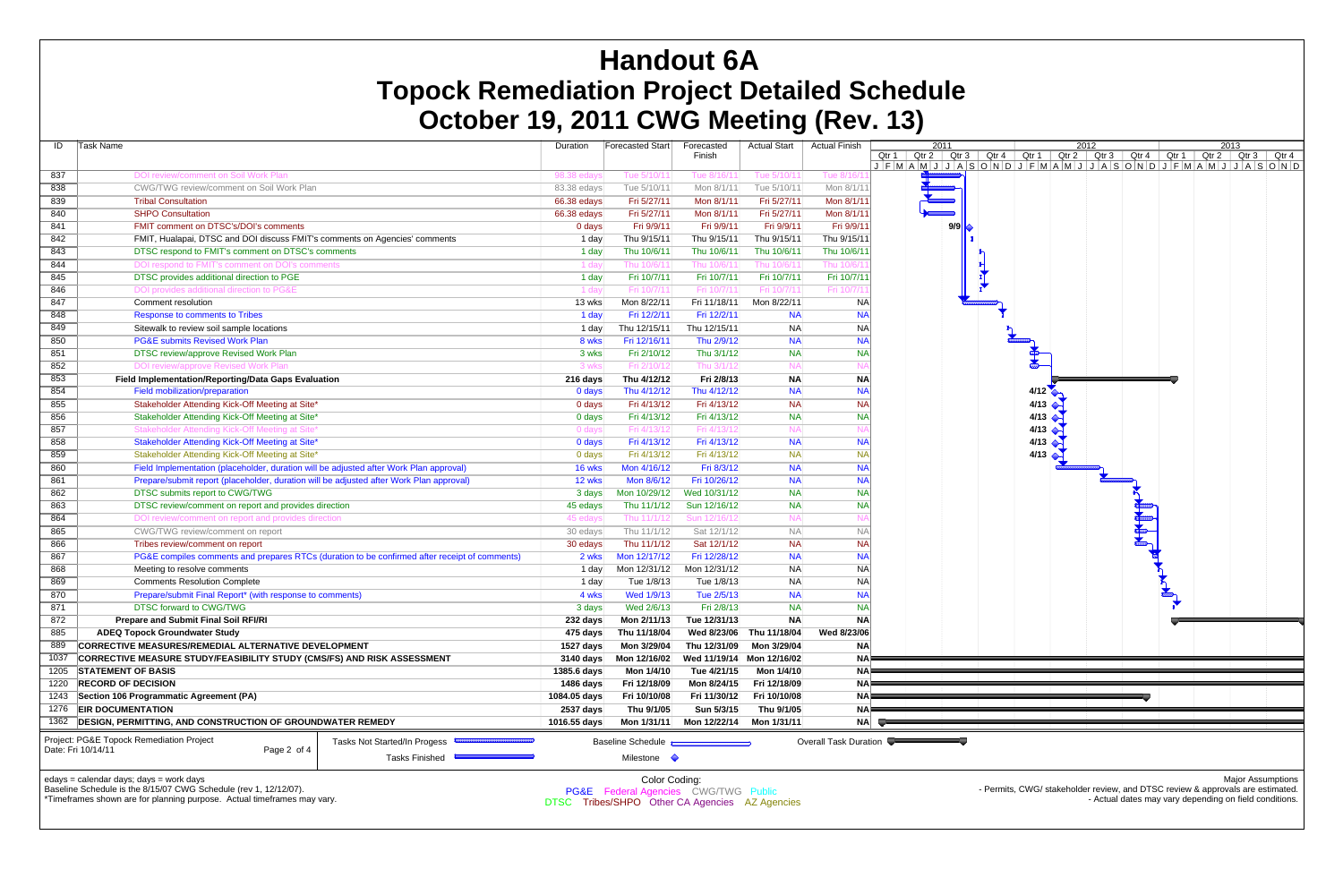# Handout 6A
# Topock Remediation Project Detailed Schedule
# October 19, 2011 CWG Meeting (Rev. 13)

| ID | Task Name | Duration | Forecasted Start | Forecasted Finish | Actual Start | Actual Finish |
|---|---|---|---|---|---|---|
| 837 | DOI review/comment on Soil Work Plan | 98.38 edays | Tue 5/10/11 | Tue 8/16/11 | Tue 5/10/11 | Tue 8/16/11 |
| 838 | CWG/TWG review/comment on Soil Work Plan | 83.38 edays | Tue 5/10/11 | Mon 8/1/11 | Tue 5/10/11 | Mon 8/1/11 |
| 839 | Tribal Consultation | 66.38 edays | Fri 5/27/11 | Mon 8/1/11 | Fri 5/27/11 | Mon 8/1/11 |
| 840 | SHPO Consultation | 66.38 edays | Fri 5/27/11 | Mon 8/1/11 | Fri 5/27/11 | Mon 8/1/11 |
| 841 | FMIT comment on DTSC's/DOI's comments | 0 days | Fri 9/9/11 | Fri 9/9/11 | Fri 9/9/11 | Fri 9/9/11 |
| 842 | FMIT, Hualapai, DTSC and DOI discuss FMIT's comments on Agencies' comments | 1 day | Thu 9/15/11 | Thu 9/15/11 | Thu 9/15/11 | Thu 9/15/11 |
| 843 | DTSC respond to FMIT's comment on DTSC's comments | 1 day | Thu 10/6/11 | Thu 10/6/11 | Thu 10/6/11 | Thu 10/6/11 |
| 844 | DOI respond to FMIT's comment on DOI's comments | 1 day | Thu 10/6/11 | Thu 10/6/11 | Thu 10/6/11 | Thu 10/6/11 |
| 845 | DTSC provides additional direction to PGE | 1 day | Fri 10/7/11 | Fri 10/7/11 | Fri 10/7/11 | Fri 10/7/11 |
| 846 | DOI provides additional direction to PG&E | 1 day | Fri 10/7/11 | Fri 10/7/11 | Fri 10/7/11 | Fri 10/7/11 |
| 847 | Comment resolution | 13 wks | Mon 8/22/11 | Fri 11/18/11 | Mon 8/22/11 | NA |
| 848 | Response to comments to Tribes | 1 day | Fri 12/2/11 | Fri 12/2/11 | NA | NA |
| 849 | Sitewalk to review soil sample locations | 1 day | Thu 12/15/11 | Thu 12/15/11 | NA | NA |
| 850 | PG&E submits Revised Work Plan | 8 wks | Fri 12/16/11 | Thu 2/9/12 | NA | NA |
| 851 | DTSC review/approve Revised Work Plan | 3 wks | Fri 2/10/12 | Thu 3/1/12 | NA | NA |
| 852 | DOI review/approve Revised Work Plan | 3 wks | Fri 2/10/12 | Thu 3/1/12 | NA | NA |
| 853 | **Field Implementation/Reporting/Data Gaps Evaluation** | **216 days** | **Thu 4/12/12** | **Fri 2/8/13** | **NA** | **NA** |
| 854 | Field mobilization/preparation | 0 days | Thu 4/12/12 | Thu 4/12/12 | NA | NA |
| 855 | Stakeholder Attending Kick-Off Meeting at Site* | 0 days | Fri 4/13/12 | Fri 4/13/12 | NA | NA |
| 856 | Stakeholder Attending Kick-Off Meeting at Site* | 0 days | Fri 4/13/12 | Fri 4/13/12 | NA | NA |
| 857 | Stakeholder Attending Kick-Off Meeting at Site* | 0 days | Fri 4/13/12 | Fri 4/13/12 | NA | NA |
| 858 | Stakeholder Attending Kick-Off Meeting at Site* | 0 days | Fri 4/13/12 | Fri 4/13/12 | NA | NA |
| 859 | Stakeholder Attending Kick-Off Meeting at Site* | 0 days | Fri 4/13/12 | Fri 4/13/12 | NA | NA |
| 860 | Field Implementation (placeholder, duration will be adjusted after Work Plan approval) | 16 wks | Mon 4/16/12 | Fri 8/3/12 | NA | NA |
| 861 | Prepare/submit report (placeholder, duration will be adjusted after Work Plan approval) | 12 wks | Mon 8/6/12 | Fri 10/26/12 | NA | NA |
| 862 | DTSC submits report to CWG/TWG | 3 days | Mon 10/29/12 | Wed 10/31/12 | NA | NA |
| 863 | DTSC review/comment on report and provide direction | 45 edays | Thu 11/1/12 | Sun 12/16/12 | NA | NA |
| 864 | DOI review/comment on report and provides direction | 45 edays | Thu 11/1/12 | Sun 12/16/12 | NA | NA |
| 865 | CWG/TWG review/comment on report | 30 edays | Thu 11/1/12 | Sat 12/1/12 | NA | NA |
| 866 | Tribes review/comment on report | 30 edays | Thu 11/1/12 | Sat 12/1/12 | NA | NA |
| 867 | PG&E compiles comments and prepares RTCs (duration to be confirmed after receipt of comments) | 2 wks | Mon 12/17/12 | Fri 12/28/12 | NA | NA |
| 868 | Meeting to resolve comments | 1 day | Mon 12/31/12 | Mon 12/31/12 | NA | NA |
| 869 | Comments Resolution Complete | 1 day | Tue 1/8/13 | Tue 1/8/13 | NA | NA |
| 870 | Prepare/submit Final Report* (with response to comments) | 4 wks | Wed 1/9/13 | Tue 2/5/13 | NA | NA |
| 871 | DTSC forward to CWG/TWG | 3 days | Wed 2/6/13 | Fri 2/8/13 | NA | NA |
| 872 | **Prepare and Submit Final Soil RFI/RI** | **232 days** | **Mon 2/11/13** | **Tue 12/31/13** | **NA** | **NA** |
| 885 | **ADEQ Topock Groundwater Study** | **475 days** | **Thu 11/18/04** | **Wed 8/23/06** | **Thu 11/18/04** | **Wed 8/23/06** |
| 889 | **CORRECTIVE MEASURES/REMEDIAL ALTERNATIVE DEVELOPMENT** | **1527 days** | **Mon 3/29/04** | **Thu 12/31/09** | **Mon 3/29/04** | **NA** |
| 1037 | **CORRECTIVE MEASURE STUDY/FEASIBILITY STUDY (CMS/FS) AND RISK ASSESSMENT** | **3140 days** | **Mon 12/16/02** | **Wed 11/19/14** | **Mon 12/16/02** | **NA** |
| 1205 | **STATEMENT OF BASIS** | **1385.6 days** | **Mon 1/4/10** | **Tue 4/21/15** | **Mon 1/4/10** | **NA** |
| 1220 | **RECORD OF DECISION** | **1486 days** | **Fri 12/18/09** | **Mon 8/24/15** | **Fri 12/18/09** | **NA** |
| 1243 | **Section 106 Programmatic Agreement (PA)** | **1084.05 days** | **Fri 10/10/08** | **Fri 11/30/12** | **Fri 10/10/08** | **NA** |
| 1276 | **EIR DOCUMENTATION** | **2537 days** | **Thu 9/1/05** | **Sun 5/3/15** | **Thu 9/1/05** | **NA** |
| 1362 | **DESIGN, PERMITTING, AND CONSTRUCTION OF GROUNDWATER REMEDY** | **1016.55 days** | **Mon 1/31/11** | **Mon 12/22/14** | **Mon 1/31/11** | **NA** |

Project: PG&E Topock Remediation Project
Date: Fri 10/14/11

Legend: Tasks Not Started/In Progess; Tasks Finished; Baseline Schedule; Milestone; Overall Task Duration

edays = calendar days; days = work days
Baseline Schedule is the 8/15/07 CWG Schedule (rev 1, 12/12/07).
*Timeframes shown are for planning purpose. Actual timeframes may vary.

Color Coding:
PG&E Federal Agencies CWG/TWG Public
DTSC Tribes/SHPO Other CA Agencies AZ Agencies

Major Assumptions
- Permits, CWG/ stakeholder review, and DTSC review & approvals are estimated.
- Actual dates may vary depending on field conditions.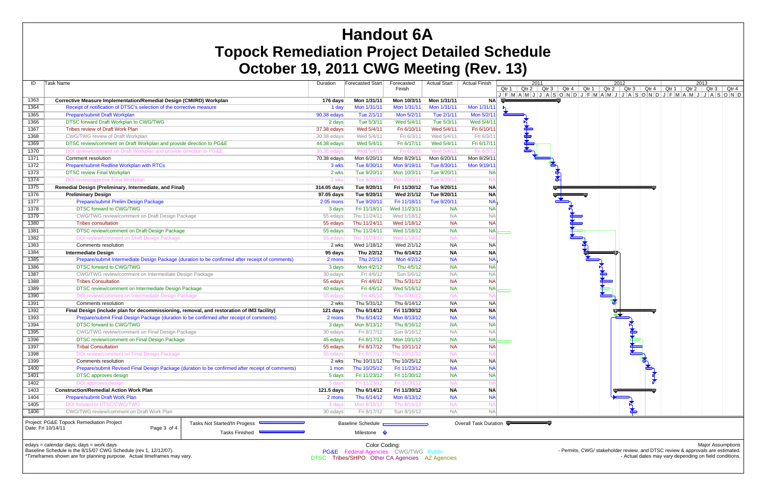# Handout 6A
# Topock Remediation Project Detailed Schedule
# October 19, 2011 CWG Meeting (Rev. 13)

| ID | Task Name | Duration | Forecasted Start | Forecasted Finish | Actual Start | Actual Finish |
|---|---|---|---|---|---|---|
| 1363 | **Corrective Measure Implementation/Remedial Design (CMI/RD) Workplan** | **176 days** | **Mon 1/31/11** | **Mon 10/3/11** | **Mon 1/31/11** | **NA** |
| 1364 | Receipt of notification of DTSC's selection of the corrective measure | 1 day | Mon 1/31/11 | Mon 1/31/11 | Mon 1/31/11 | Mon 1/31/11 |
| 1365 | Prepare/submit Draft Workplan | 90.38 edays | Tue 2/1/11 | Mon 5/2/11 | Tue 2/1/11 | Mon 5/2/11 |
| 1366 | DTSC forward Draft Workplan to CWG/TWG | 2 days | Tue 5/3/11 | Wed 5/4/11 | Tue 5/3/11 | Wed 5/4/11 |
| 1367 | Tribes review of Draft Work Plan | 37.38 edays | Wed 5/4/11 | Fri 6/10/11 | Wed 5/4/11 | Fri 6/10/11 |
| 1368 | CWG/TWG review of Draft Workplan | 30.38 edays | Wed 5/4/11 | Fri 6/3/11 | Wed 5/4/11 | Fri 6/3/11 |
| 1369 | DTSC review/comment on Draft Workplan and provide direction to PG&E | 44.38 edays | Wed 5/4/11 | Fri 6/17/11 | Wed 5/4/11 | Fri 6/17/11 |
| 1370 | DOI review/comment on Draft Workplan and provide direction to PG&E | 30.38 edays | Wed 5/4/11 | Fri 6/3/11 | Wed 5/4/11 | Fri 6/3/11 |
| 1371 | Comment resolution | 70.38 edays | Mon 6/20/11 | Mon 8/29/11 | Mon 6/20/11 | Mon 8/29/11 |
| 1372 | Prepare/submit Redline Workplan with RTCs | 3 wks | Tue 8/30/11 | Mon 9/19/11 | Tue 8/30/11 | Mon 9/19/11 |
| 1373 | DTSC review Final Workplan | 2 wks | Tue 9/20/11 | Mon 10/3/11 | Tue 9/20/11 | NA |
| 1374 | DOI review/approve Final Workplan | 2 wks | Tue 9/20/11 | Mon 10/3/11 | Tue 9/20/11 | NA |
| 1375 | **Remedial Design (Preliminary, Intermediate, and Final)** | **314.05 days** | **Tue 9/20/11** | **Fri 11/30/12** | **Tue 9/20/11** | **NA** |
| 1376 | **Preliminary Design** | **97.05 days** | **Tue 9/20/11** | **Wed 2/1/12** | **Tue 9/20/11** | **NA** |
| 1377 | Prepare/submit Prelim Design Package | 2.05 mons | Tue 9/20/11 | Fri 11/18/11 | Tue 9/20/11 | NA |
| 1378 | DTSC forward to CWG/TWG | 3 days | Fri 11/18/11 | Wed 11/23/11 | NA | NA |
| 1379 | CWG/TWG review/comment on Draft Design Package | 55 edays | Thu 11/24/11 | Wed 1/18/12 | NA | NA |
| 1380 | Tribes consultation | 55 edays | Thu 11/24/11 | Wed 1/18/12 | NA | NA |
| 1381 | DTSC review/comment on Draft Design Package | 55 edays | Thu 11/24/11 | Wed 1/18/12 | NA | NA |
| 1382 | DOI review/comment on Draft Design Package | 55 edays | Thu 11/24/11 | Wed 1/18/12 | NA | NA |
| 1383 | Comments resolution | 2 wks | Wed 1/18/12 | Wed 2/1/12 | NA | NA |
| 1384 | **Intermediate Design** | **95 days** | **Thu 2/2/12** | **Thu 6/14/12** | **NA** | **NA** |
| 1385 | Prepare/submit Intermediate Design Package (duration to be confirmed after receipt of comments) | 2 mons | Thu 2/2/12 | Mon 4/2/12 | NA | NA |
| 1386 | DTSC forward to CWG/TWG | 3 days | Mon 4/2/12 | Thu 4/5/12 | NA | NA |
| 1387 | CWG/TWG review/comment on Intermediate Design Package | 30 edays | Fri 4/6/12 | Sun 5/6/12 | NA | NA |
| 1388 | Tribes Consultation | 55 edays | Fri 4/6/12 | Thu 5/31/12 | NA | NA |
| 1389 | DTSC review/comment on Intermediate Design Package | 40 edays | Fri 4/6/12 | Wed 5/16/12 | NA | NA |
| 1390 | DOI review/comment on Intermediate Design Package | 55 edays | Fri 4/6/12 | Thu 5/31/12 | NA | NA |
| 1391 | Comments resolution | 2 wks | Thu 5/31/12 | Thu 6/14/12 | NA | NA |
| 1392 | **Final Design (include plan for decommissioning, removal, and restoration of IM3 facility)** | **121 days** | **Thu 6/14/12** | **Fri 11/30/12** | **NA** | **NA** |
| 1393 | Prepare/submit Final Design Package (duration to be confirmed after receipt of comments) | 2 mons | Thu 6/14/12 | Mon 8/13/12 | NA | NA |
| 1394 | DTSC forward to CWG/TWG | 3 days | Mon 8/13/12 | Thu 8/16/12 | NA | NA |
| 1395 | CWG/TWG review/comment on Final Design Package | 30 edays | Fri 8/17/12 | Sun 9/16/12 | NA | NA |
| 1396 | DTSC review/comment on Final Design Package | 45 edays | Fri 8/17/12 | Mon 10/1/12 | NA | NA |
| 1397 | Tribal Consultation | 55 edays | Fri 8/17/12 | Thu 10/11/12 | NA | NA |
| 1398 | DOI review/comment on Final Design Package | 55 edays | Fri 8/17/12 | Thu 10/11/12 | NA | NA |
| 1399 | Comments resolution | 2 wks | Thu 10/11/12 | Thu 10/25/12 | NA | NA |
| 1400 | Prepare/submit Revised Final Design Package (duration to be confirmed after receipt of comments) | 1 mon | Thu 10/25/12 | Fri 11/23/12 | NA | NA |
| 1401 | DTSC approves design | 5 days | Fri 11/23/12 | Fri 11/30/12 | NA | NA |
| 1402 | DOI approves design | 5 days | Fri 11/23/12 | Fri 11/30/12 | NA | NA |
| 1403 | **Construction/Remedial Action Work Plan** | **121.5 days** | **Thu 6/14/12** | **Fri 11/30/12** | **NA** | **NA** |
| 1404 | Prepare/submit Draft Work Plan | 2 mons | Thu 6/14/12 | Mon 8/13/12 | NA | NA |
| 1405 | DOI forward to DTSC/CWG/TWG | 3 days | Mon 8/13/12 | Thu 8/16/12 | NA | NA |
| 1406 | CWG/TWG review/comment on Draft Work Plan | 30 edays | Fri 8/17/12 | Sun 9/16/12 | NA | NA |

Project: PG&E Topock Remediation Project
Date: Fri 10/14/11

Legend: Tasks Not Started/In Progess; Tasks Finished; Baseline Schedule; Milestone; Overall Task Duration

edays = calendar days; days = work days
Baseline Schedule is the 8/15/07 CWG Schedule (rev 1, 12/12/07).
*Timeframes shown are for planning purpose. Actual timeframes may vary.

Color Coding:
PG&E  Federal Agencies  CWG/TWG  Public
DTSC  Tribes/SHPO  Other CA Agencies  AZ Agencies

Major Assumptions
- Permits, CWG/ stakeholder review, and DTSC review & approvals are estimated.
- Actual dates may vary depending on field conditions.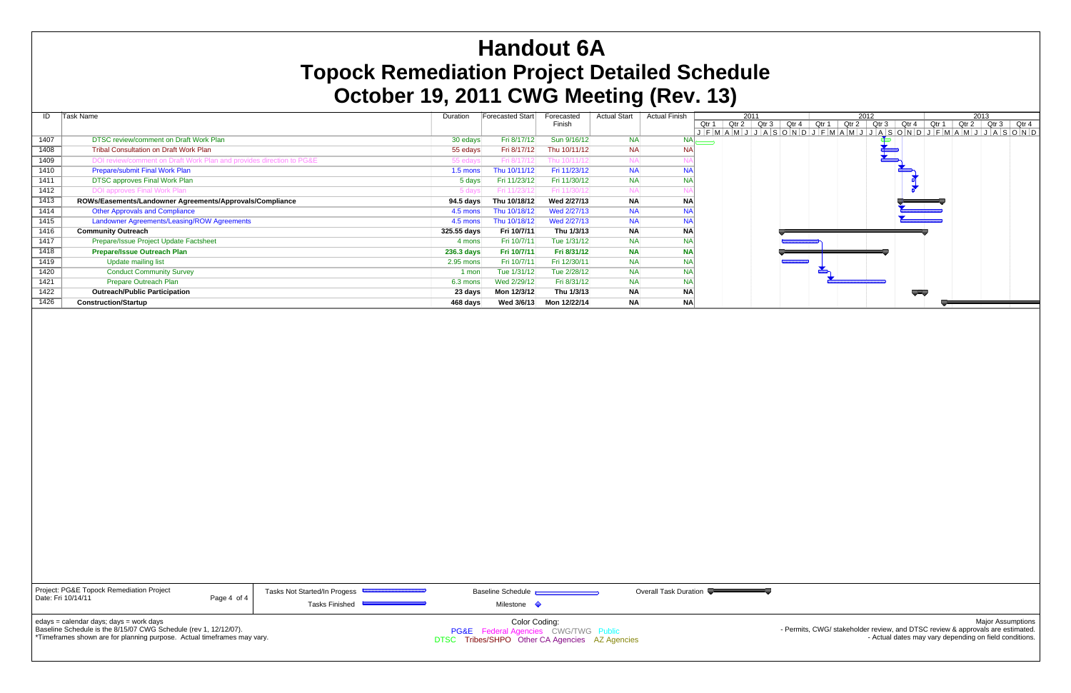# Handout 6A

# Topock Remediation Project Detailed Schedule

# October 19, 2011 CWG Meeting (Rev. 13)

| ID | Task Name | Duration | Forecasted Start | Forecasted Finish | Actual Start | Actual Finish |
|---|---|---|---|---|---|---|
| 1407 | DTSC review/comment on Draft Work Plan | 30 edays | Fri 8/17/12 | Sun 9/16/12 | NA | NA |
| 1408 | Tribal Consultation on Draft Work Plan | 55 edays | Fri 8/17/12 | Thu 10/11/12 | NA | NA |
| 1409 | DOI review/comment on Draft Work Plan and provides direction to PG&E | 55 edays | Fri 8/17/12 | Thu 10/11/12 | NA | NA |
| 1410 | Prepare/submit Final Work Plan | 1.5 mons | Thu 10/11/12 | Fri 11/23/12 | NA | NA |
| 1411 | DTSC approves Final Work Plan | 5 days | Fri 11/23/12 | Fri 11/30/12 | NA | NA |
| 1412 | DOI approves Final Work Plan | 5 days | Fri 11/23/12 | Fri 11/30/12 | NA | NA |
| 1413 | **ROWs/Easements/Landowner Agreements/Approvals/Compliance** | **94.5 days** | **Thu 10/18/12** | **Wed 2/27/13** | **NA** | **NA** |
| 1414 | Other Approvals and Compliance | 4.5 mons | Thu 10/18/12 | Wed 2/27/13 | NA | NA |
| 1415 | Landowner Agreements/Leasing/ROW Agreements | 4.5 mons | Thu 10/18/12 | Wed 2/27/13 | NA | NA |
| 1416 | **Community Outreach** | **325.55 days** | **Fri 10/7/11** | **Thu 1/3/13** | **NA** | **NA** |
| 1417 | Prepare/Issue Project Update Factsheet | 4 mons | Fri 10/7/11 | Tue 1/31/12 | NA | NA |
| 1418 | **Prepare/Issue Outreach Plan** | **236.3 days** | **Fri 10/7/11** | **Fri 8/31/12** | **NA** | **NA** |
| 1419 | Update mailing list | 2.95 mons | Fri 10/7/11 | Fri 12/30/11 | NA | NA |
| 1420 | Conduct Community Survey | 1 mon | Tue 1/31/12 | Tue 2/28/12 | NA | NA |
| 1421 | Prepare Outreach Plan | 6.3 mons | Wed 2/29/12 | Fri 8/31/12 | NA | NA |
| 1422 | **Outreach/Public Participation** | **23 days** | **Mon 12/3/12** | **Thu 1/3/13** | **NA** | **NA** |
| 1426 | **Construction/Startup** | **468 days** | **Wed 3/6/13** | **Mon 12/22/14** | **NA** | **NA** |

2011 | 2012 | 2013
Qtr 1 | Qtr 2 | Qtr 3 | Qtr 4
J F M A M J J A S O N D

Project: PG&E Topock Remediation Project
Date: Fri 10/14/11

Tasks Not Started/In Progess
Tasks Finished
Baseline Schedule
Milestone
Overall Task Duration

edays = calendar days; days = work days
Baseline Schedule is the 8/15/07 CWG Schedule (rev 1, 12/12/07).
*Timeframes shown are for planning purpose. Actual timeframes may vary.

Color Coding:
PG&E Federal Agencies CWG/TWG Public
DTSC Tribes/SHPO Other CA Agencies AZ Agencies

Major Assumptions
- Permits, CWG/ stakeholder review, and DTSC review & approvals are estimated.
- Actual dates may vary depending on field conditions.